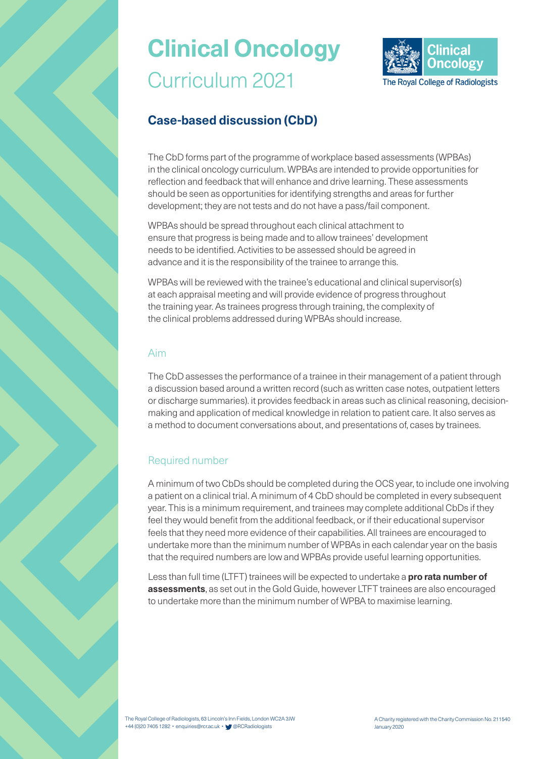# Clinical Oncology

Curriculum 2021

## Case-based discussion (CbD)

The CbD forms part of the programme of workplace based assessments (WPBAs) in the clinical oncology curriculum. WPBAs are intended to provide opportunities for reflection and feedback that will enhance and drive learning. These assessments should be seen as opportunities for identifying strengths and areas for further development; they are not tests and do not have a pass/fail component.

WPBAs should be spread throughout each clinical attachment to ensure that progress is being made and to allow trainees' development needs to be identified. Activities to be assessed should be agreed in advance and it is the responsibility of the trainee to arrange this.

WPBAs will be reviewed with the trainee's educational and clinical supervisor(s) at each appraisal meeting and will provide evidence of progress throughout the training year. As trainees progress through training, the complexity of the clinical problems addressed during WPBAs should increase.

### Aim

The CbD assesses the performance of a trainee in their management of a patient through a discussion based around a written record (such as written case notes, outpatient letters or discharge summaries). it provides feedback in areas such as clinical reasoning, decision-making and application of medical knowledge in relation to patient care. It also serves as a method to document conversations about, and presentations of, cases by trainees.

### Required number

A minimum of two CbDs should be completed during the OCS year, to include one involving a patient on a clinical trial. A minimum of 4 CbD should be completed in every subsequent year. This is a minimum requirement, and trainees may complete additional CbDs if they feel they would benefit from the additional feedback, or if their educational supervisor feels that they need more evidence of their capabilities. All trainees are encouraged to undertake more than the minimum number of WPBAs in each calendar year on the basis that the required numbers are low and WPBAs provide useful learning opportunities.

Less than full time (LTFT) trainees will be expected to undertake a **pro rata number of assessments**, as set out in the Gold Guide, however LTFT trainees are also encouraged to undertake more than the minimum number of WPBA to maximise learning.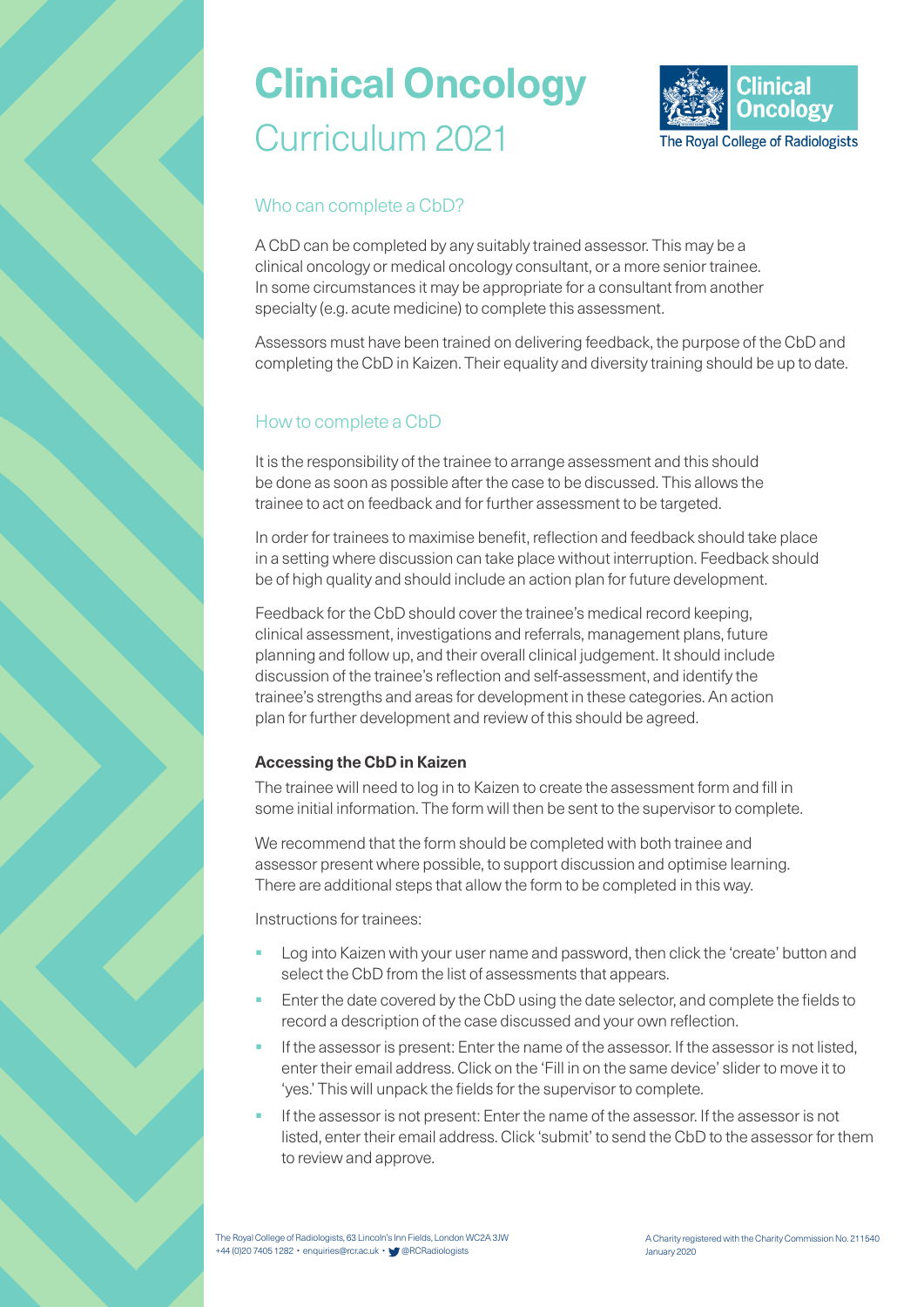# Clinical Oncology

Curriculum 2021

## Who can complete a CbD?

A CbD can be completed by any suitably trained assessor. This may be a clinical oncology or medical oncology consultant, or a more senior trainee. In some circumstances it may be appropriate for a consultant from another specialty (e.g. acute medicine) to complete this assessment.

Assessors must have been trained on delivering feedback, the purpose of the CbD and completing the CbD in Kaizen. Their equality and diversity training should be up to date.

## How to complete a CbD

It is the responsibility of the trainee to arrange assessment and this should be done as soon as possible after the case to be discussed. This allows the trainee to act on feedback and for further assessment to be targeted.

In order for trainees to maximise benefit, reflection and feedback should take place in a setting where discussion can take place without interruption. Feedback should be of high quality and should include an action plan for future development.

Feedback for the CbD should cover the trainee's medical record keeping, clinical assessment, investigations and referrals, management plans, future planning and follow up, and their overall clinical judgement. It should include discussion of the trainee's reflection and self-assessment, and identify the trainee's strengths and areas for development in these categories. An action plan for further development and review of this should be agreed.

### Accessing the CbD in Kaizen

The trainee will need to log in to Kaizen to create the assessment form and fill in some initial information. The form will then be sent to the supervisor to complete.

We recommend that the form should be completed with both trainee and assessor present where possible, to support discussion and optimise learning. There are additional steps that allow the form to be completed in this way.

Instructions for trainees:

- Log into Kaizen with your user name and password, then click the 'create' button and select the CbD from the list of assessments that appears.
- Enter the date covered by the CbD using the date selector, and complete the fields to record a description of the case discussed and your own reflection.
- If the assessor is present: Enter the name of the assessor. If the assessor is not listed, enter their email address. Click on the 'Fill in on the same device' slider to move it to 'yes.' This will unpack the fields for the supervisor to complete.
- If the assessor is not present: Enter the name of the assessor. If the assessor is not listed, enter their email address. Click 'submit' to send the CbD to the assessor for them to review and approve.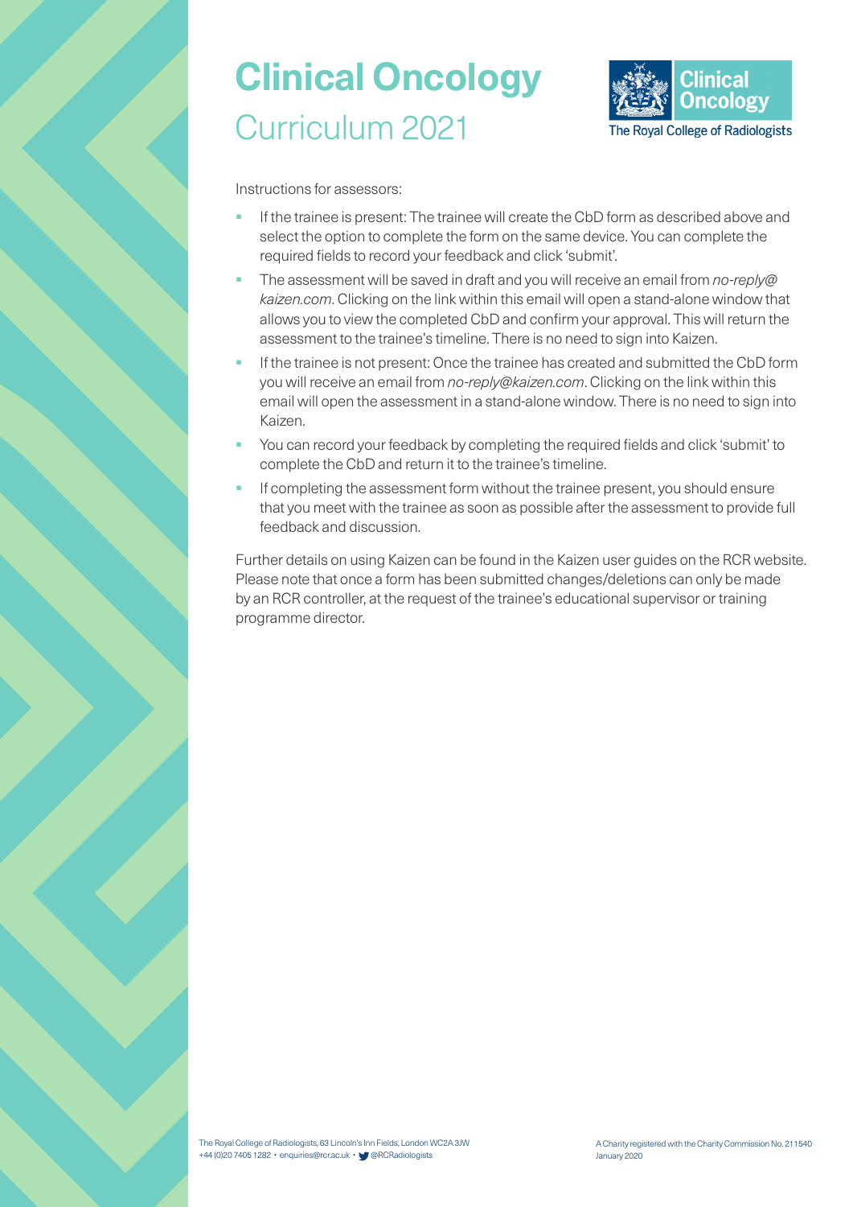# Clinical Oncology
Curriculum 2021

Instructions for assessors:

- If the trainee is present: The trainee will create the CbD form as described above and select the option to complete the form on the same device. You can complete the required fields to record your feedback and click 'submit'.
- The assessment will be saved in draft and you will receive an email from *no-reply@kaizen.com*. Clicking on the link within this email will open a stand-alone window that allows you to view the completed CbD and confirm your approval. This will return the assessment to the trainee's timeline. There is no need to sign into Kaizen.
- If the trainee is not present: Once the trainee has created and submitted the CbD form you will receive an email from *no-reply@kaizen.com*. Clicking on the link within this email will open the assessment in a stand-alone window. There is no need to sign into Kaizen.
- You can record your feedback by completing the required fields and click 'submit' to complete the CbD and return it to the trainee's timeline.
- If completing the assessment form without the trainee present, you should ensure that you meet with the trainee as soon as possible after the assessment to provide full feedback and discussion.

Further details on using Kaizen can be found in the Kaizen user guides on the RCR website. Please note that once a form has been submitted changes/deletions can only be made by an RCR controller, at the request of the trainee's educational supervisor or training programme director.

The Royal College of Radiologists, 63 Lincoln's Inn Fields, London WC2A 3JW
+44 (0)20 7405 1282 • enquiries@rcr.ac.uk • @RCRadiologists

A Charity registered with the Charity Commission No. 211540
January 2020